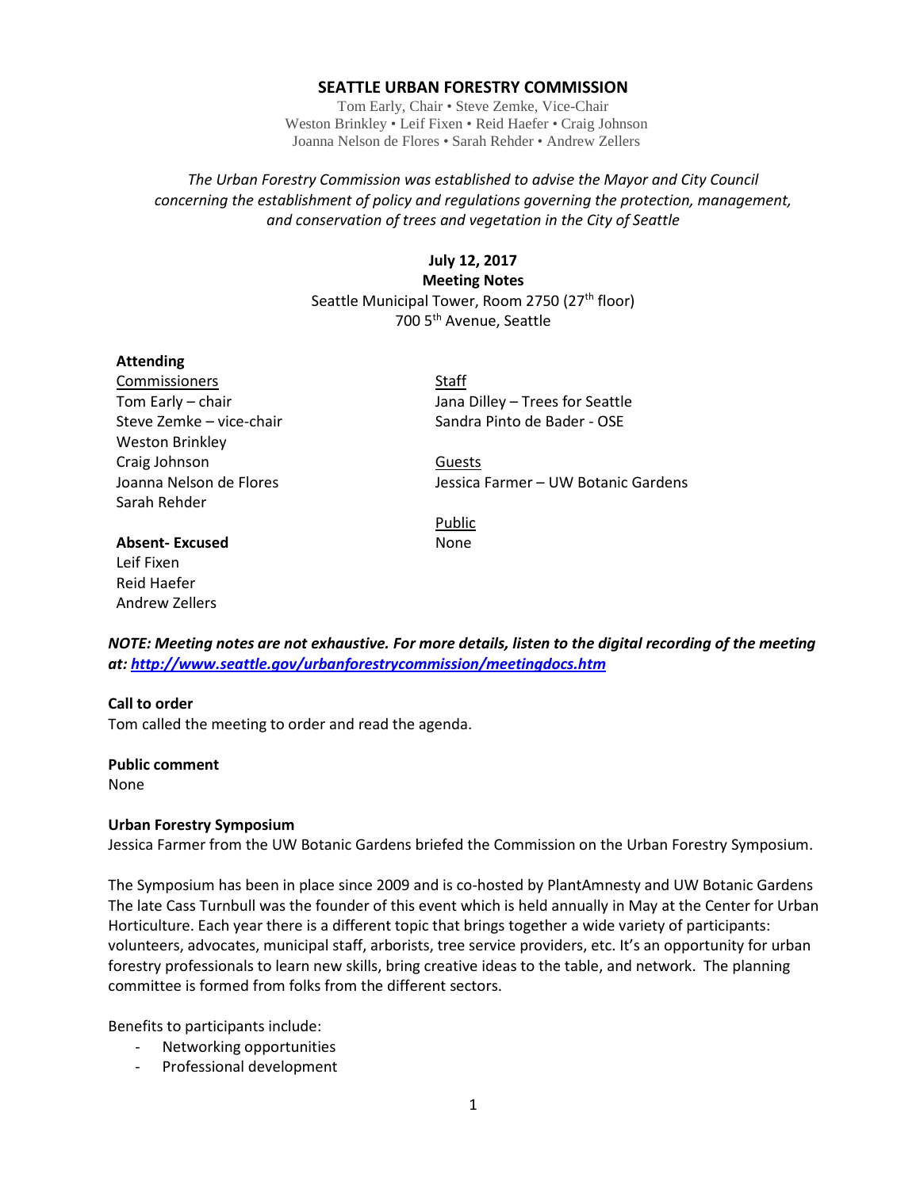# SEATTLE URBAN FORESTRY COMMISSION

Tom Early, Chair • Steve Zemke, Vice-Chair
Weston Brinkley • Leif Fixen • Reid Haefer • Craig Johnson
Joanna Nelson de Flores • Sarah Rehder • Andrew Zellers

*The Urban Forestry Commission was established to advise the Mayor and City Council concerning the establishment of policy and regulations governing the protection, management, and conservation of trees and vegetation in the City of Seattle*

**July 12, 2017**
**Meeting Notes**
Seattle Municipal Tower, Room 2750 (27th floor)
700 5th Avenue, Seattle

**Attending**

Commissioners
Tom Early – chair
Steve Zemke – vice-chair
Weston Brinkley
Craig Johnson
Joanna Nelson de Flores
Sarah Rehder

Staff
Jana Dilley – Trees for Seattle
Sandra Pinto de Bader - OSE

Guests
Jessica Farmer – UW Botanic Gardens

Public
None

**Absent- Excused**
Leif Fixen
Reid Haefer
Andrew Zellers

***NOTE: Meeting notes are not exhaustive. For more details, listen to the digital recording of the meeting at: http://www.seattle.gov/urbanforestrycommission/meetingdocs.htm***

**Call to order**
Tom called the meeting to order and read the agenda.

**Public comment**
None

**Urban Forestry Symposium**
Jessica Farmer from the UW Botanic Gardens briefed the Commission on the Urban Forestry Symposium.

The Symposium has been in place since 2009 and is co-hosted by PlantAmnesty and UW Botanic Gardens The late Cass Turnbull was the founder of this event which is held annually in May at the Center for Urban Horticulture. Each year there is a different topic that brings together a wide variety of participants: volunteers, advocates, municipal staff, arborists, tree service providers, etc. It's an opportunity for urban forestry professionals to learn new skills, bring creative ideas to the table, and network. The planning committee is formed from folks from the different sectors.

Benefits to participants include:
- Networking opportunities
- Professional development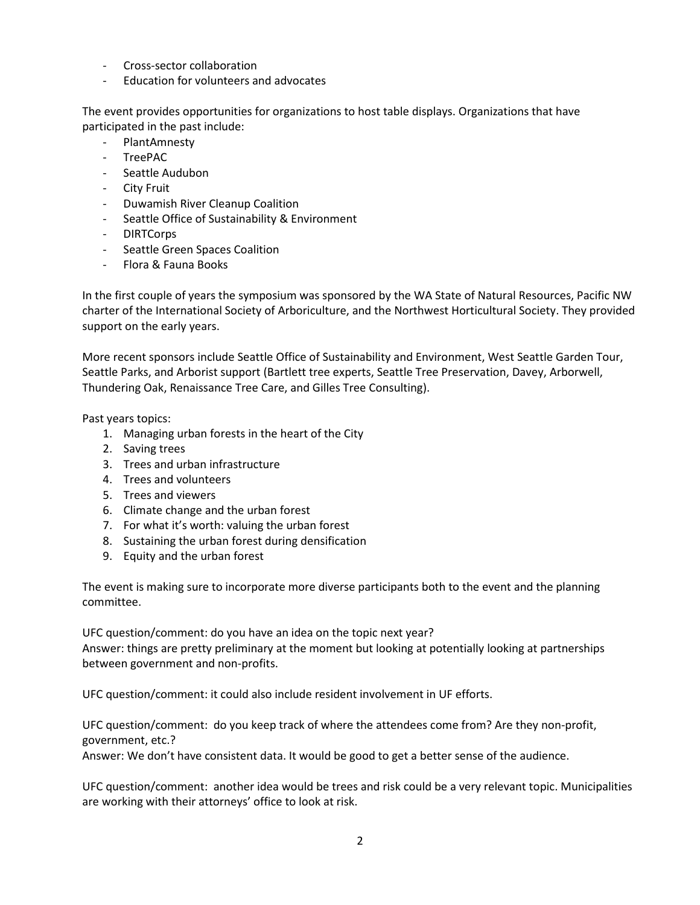- Cross-sector collaboration
- Education for volunteers and advocates

The event provides opportunities for organizations to host table displays. Organizations that have participated in the past include:

- PlantAmnesty
- TreePAC
- Seattle Audubon
- City Fruit
- Duwamish River Cleanup Coalition
- Seattle Office of Sustainability & Environment
- DIRTCorps
- Seattle Green Spaces Coalition
- Flora & Fauna Books

In the first couple of years the symposium was sponsored by the WA State of Natural Resources, Pacific NW charter of the International Society of Arboriculture, and the Northwest Horticultural Society. They provided support on the early years.

More recent sponsors include Seattle Office of Sustainability and Environment, West Seattle Garden Tour, Seattle Parks, and Arborist support (Bartlett tree experts, Seattle Tree Preservation, Davey, Arborwell, Thundering Oak, Renaissance Tree Care, and Gilles Tree Consulting).

Past years topics:

1. Managing urban forests in the heart of the City
2. Saving trees
3. Trees and urban infrastructure
4. Trees and volunteers
5. Trees and viewers
6. Climate change and the urban forest
7. For what it's worth: valuing the urban forest
8. Sustaining the urban forest during densification
9. Equity and the urban forest

The event is making sure to incorporate more diverse participants both to the event and the planning committee.

UFC question/comment: do you have an idea on the topic next year?
Answer: things are pretty preliminary at the moment but looking at potentially looking at partnerships between government and non-profits.

UFC question/comment: it could also include resident involvement in UF efforts.

UFC question/comment: do you keep track of where the attendees come from? Are they non-profit, government, etc.?
Answer: We don't have consistent data. It would be good to get a better sense of the audience.

UFC question/comment: another idea would be trees and risk could be a very relevant topic. Municipalities are working with their attorneys' office to look at risk.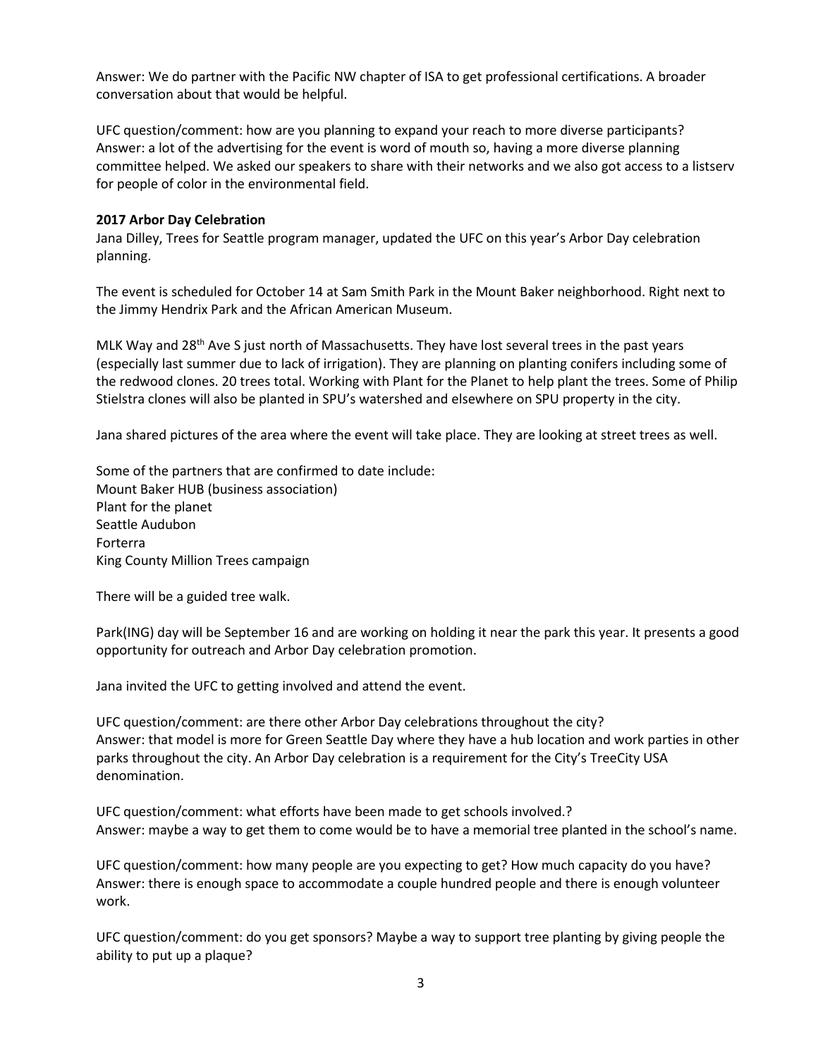Answer: We do partner with the Pacific NW chapter of ISA to get professional certifications. A broader conversation about that would be helpful.

UFC question/comment: how are you planning to expand your reach to more diverse participants?
Answer: a lot of the advertising for the event is word of mouth so, having a more diverse planning committee helped. We asked our speakers to share with their networks and we also got access to a listserv for people of color in the environmental field.

**2017 Arbor Day Celebration**
Jana Dilley, Trees for Seattle program manager, updated the UFC on this year's Arbor Day celebration planning.

The event is scheduled for October 14 at Sam Smith Park in the Mount Baker neighborhood. Right next to the Jimmy Hendrix Park and the African American Museum.

MLK Way and 28th Ave S just north of Massachusetts. They have lost several trees in the past years (especially last summer due to lack of irrigation). They are planning on planting conifers including some of the redwood clones. 20 trees total. Working with Plant for the Planet to help plant the trees. Some of Philip Stielstra clones will also be planted in SPU's watershed and elsewhere on SPU property in the city.

Jana shared pictures of the area where the event will take place. They are looking at street trees as well.

Some of the partners that are confirmed to date include:
Mount Baker HUB (business association)
Plant for the planet
Seattle Audubon
Forterra
King County Million Trees campaign

There will be a guided tree walk.

Park(ING) day will be September 16 and are working on holding it near the park this year. It presents a good opportunity for outreach and Arbor Day celebration promotion.

Jana invited the UFC to getting involved and attend the event.

UFC question/comment: are there other Arbor Day celebrations throughout the city?
Answer: that model is more for Green Seattle Day where they have a hub location and work parties in other parks throughout the city. An Arbor Day celebration is a requirement for the City's TreeCity USA denomination.

UFC question/comment: what efforts have been made to get schools involved.?
Answer: maybe a way to get them to come would be to have a memorial tree planted in the school's name.

UFC question/comment: how many people are you expecting to get? How much capacity do you have?
Answer: there is enough space to accommodate a couple hundred people and there is enough volunteer work.

UFC question/comment: do you get sponsors? Maybe a way to support tree planting by giving people the ability to put up a plaque?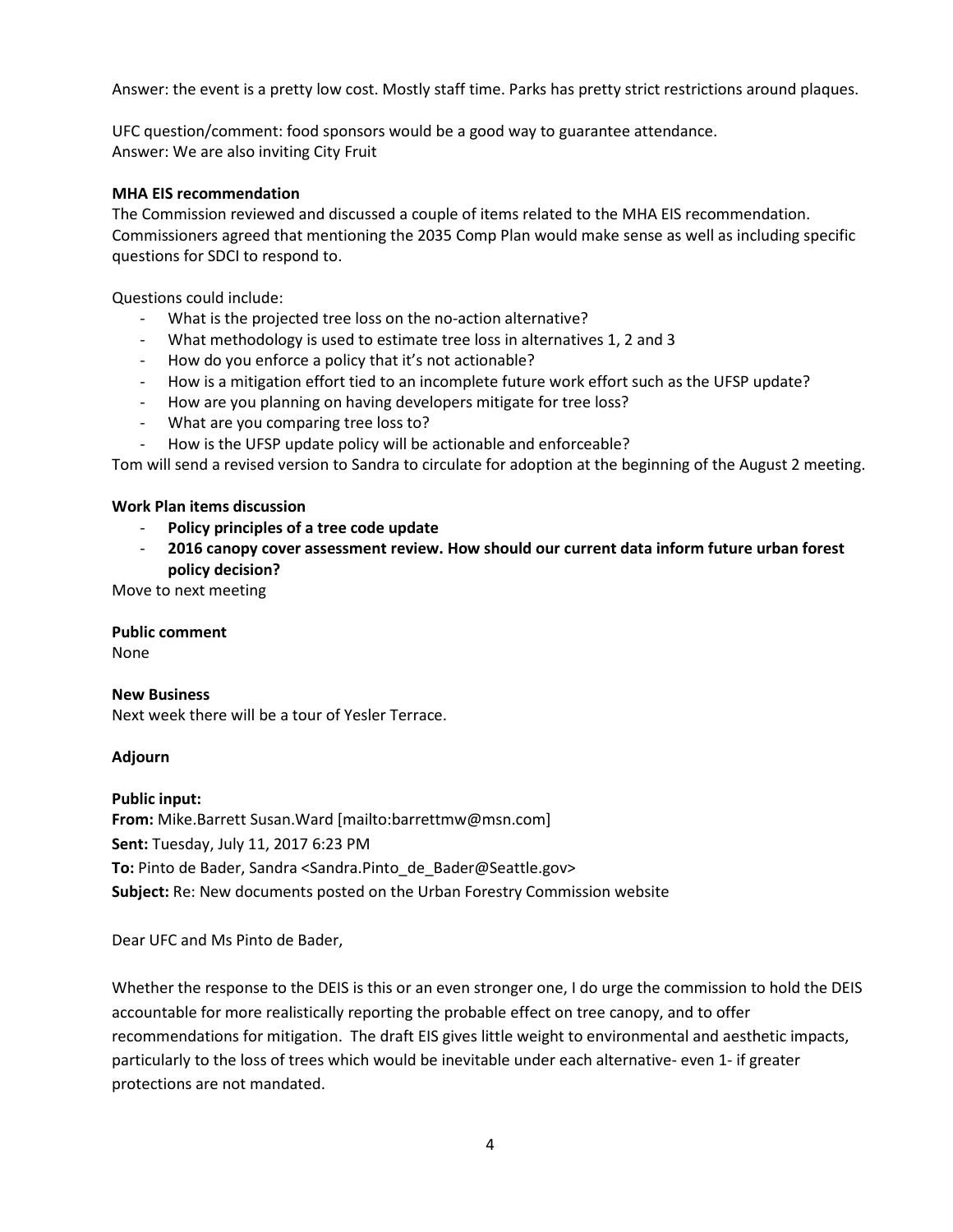Answer: the event is a pretty low cost. Mostly staff time. Parks has pretty strict restrictions around plaques.

UFC question/comment: food sponsors would be a good way to guarantee attendance.
Answer: We are also inviting City Fruit

**MHA EIS recommendation**
The Commission reviewed and discussed a couple of items related to the MHA EIS recommendation. Commissioners agreed that mentioning the 2035 Comp Plan would make sense as well as including specific questions for SDCI to respond to.

Questions could include:

- What is the projected tree loss on the no-action alternative?
- What methodology is used to estimate tree loss in alternatives 1, 2 and 3
- How do you enforce a policy that it's not actionable?
- How is a mitigation effort tied to an incomplete future work effort such as the UFSP update?
- How are you planning on having developers mitigate for tree loss?
- What are you comparing tree loss to?
- How is the UFSP update policy will be actionable and enforceable?

Tom will send a revised version to Sandra to circulate for adoption at the beginning of the August 2 meeting.

**Work Plan items discussion**

- **Policy principles of a tree code update**
- **2016 canopy cover assessment review. How should our current data inform future urban forest policy decision?**

Move to next meeting

**Public comment**
None

**New Business**
Next week there will be a tour of Yesler Terrace.

**Adjourn**

**Public input:**
**From:** Mike.Barrett Susan.Ward [mailto:barrettmw@msn.com]
**Sent:** Tuesday, July 11, 2017 6:23 PM
**To:** Pinto de Bader, Sandra <Sandra.Pinto_de_Bader@Seattle.gov>
**Subject:** Re: New documents posted on the Urban Forestry Commission website

Dear UFC and Ms Pinto de Bader,

Whether the response to the DEIS is this or an even stronger one, I do urge the commission to hold the DEIS accountable for more realistically reporting the probable effect on tree canopy, and to offer recommendations for mitigation. The draft EIS gives little weight to environmental and aesthetic impacts, particularly to the loss of trees which would be inevitable under each alternative- even 1- if greater protections are not mandated.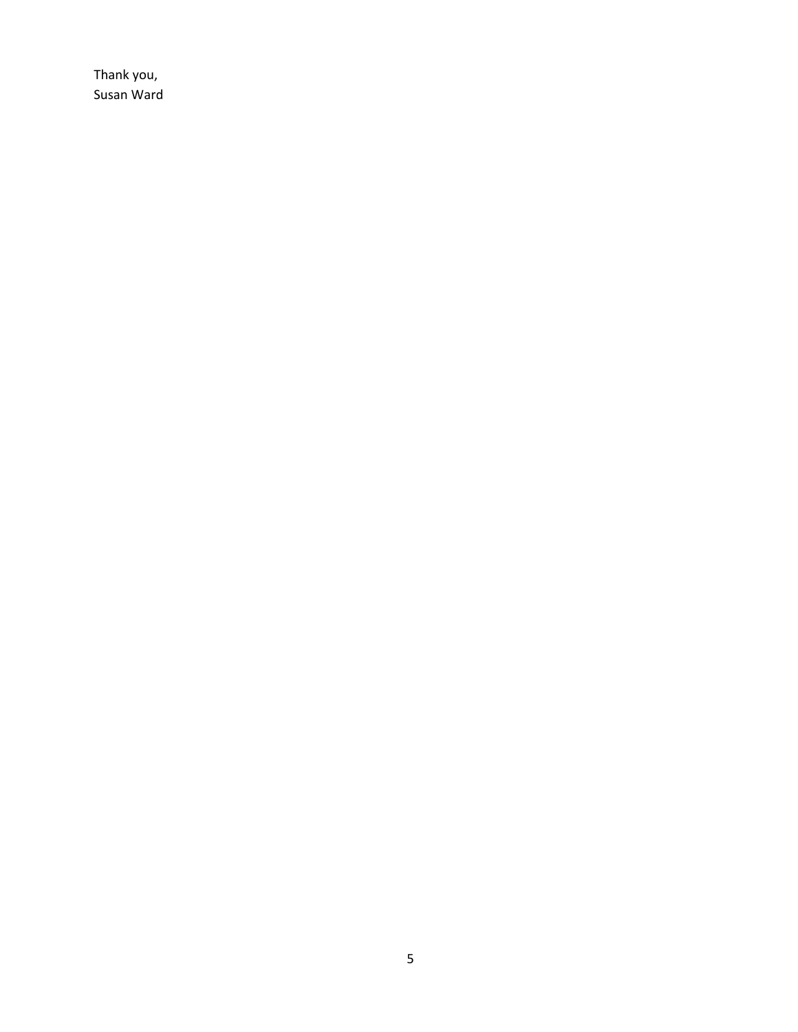Thank you,  
Susan Ward